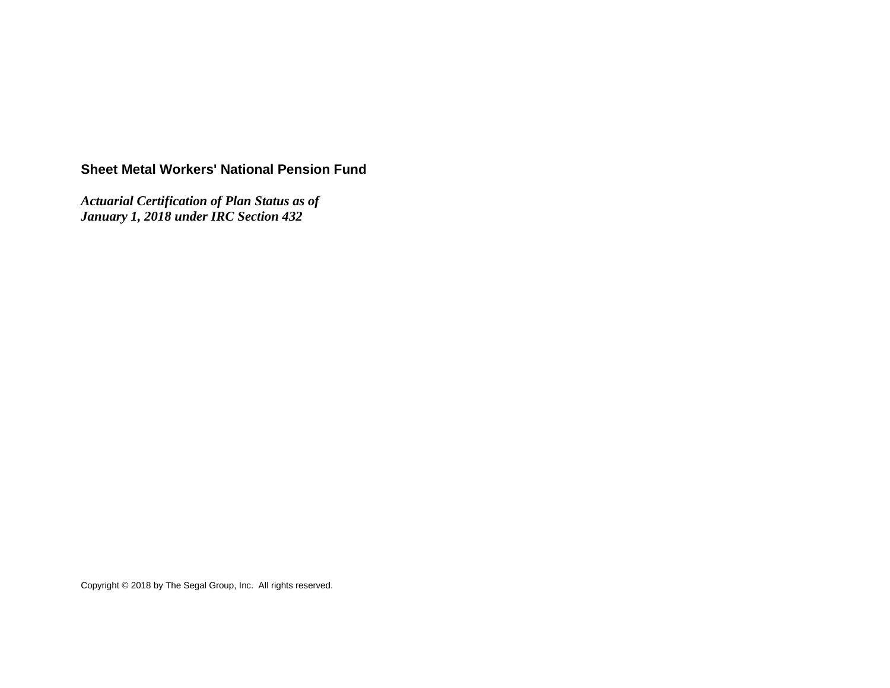# Sheet Metal Workers' National Pension Fund

***Actuarial Certification of Plan Status as of January 1, 2018 under IRC Section 432***

Copyright © 2018 by The Segal Group, Inc. All rights reserved.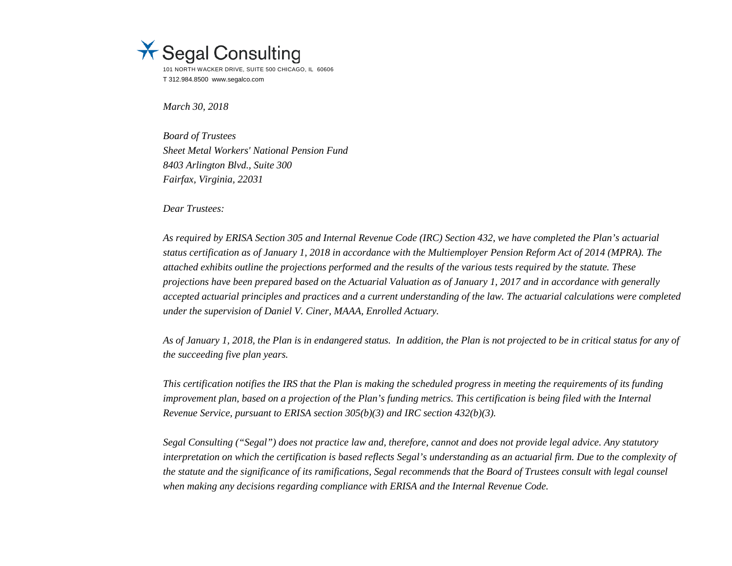**Segal Consulting**

101 NORTH WACKER DRIVE, SUITE 500 CHICAGO, IL 60606
T 312.984.8500 www.segalco.com

*March 30, 2018*

*Board of Trustees*
*Sheet Metal Workers' National Pension Fund*
*8403 Arlington Blvd., Suite 300*
*Fairfax, Virginia, 22031*

*Dear Trustees:*

*As required by ERISA Section 305 and Internal Revenue Code (IRC) Section 432, we have completed the Plan's actuarial status certification as of January 1, 2018 in accordance with the Multiemployer Pension Reform Act of 2014 (MPRA). The attached exhibits outline the projections performed and the results of the various tests required by the statute. These projections have been prepared based on the Actuarial Valuation as of January 1, 2017 and in accordance with generally accepted actuarial principles and practices and a current understanding of the law. The actuarial calculations were completed under the supervision of Daniel V. Ciner, MAAA, Enrolled Actuary.*

*As of January 1, 2018, the Plan is in endangered status. In addition, the Plan is not projected to be in critical status for any of the succeeding five plan years.*

*This certification notifies the IRS that the Plan is making the scheduled progress in meeting the requirements of its funding improvement plan, based on a projection of the Plan's funding metrics. This certification is being filed with the Internal Revenue Service, pursuant to ERISA section 305(b)(3) and IRC section 432(b)(3).*

*Segal Consulting ("Segal") does not practice law and, therefore, cannot and does not provide legal advice. Any statutory interpretation on which the certification is based reflects Segal's understanding as an actuarial firm. Due to the complexity of the statute and the significance of its ramifications, Segal recommends that the Board of Trustees consult with legal counsel when making any decisions regarding compliance with ERISA and the Internal Revenue Code.*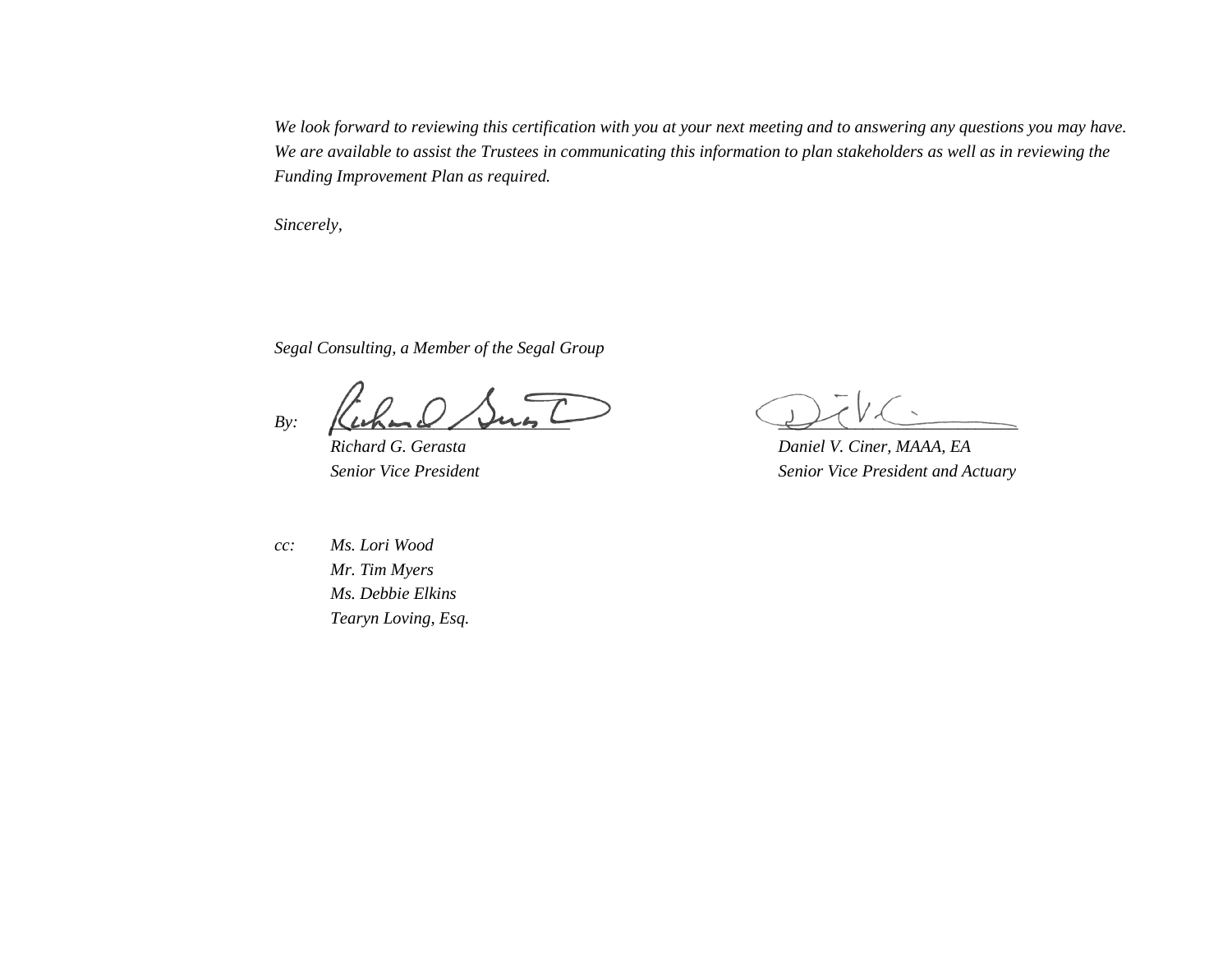*We look forward to reviewing this certification with you at your next meeting and to answering any questions you may have. We are available to assist the Trustees in communicating this information to plan stakeholders as well as in reviewing the Funding Improvement Plan as required.*

*Sincerely,*

*Segal Consulting, a Member of the Segal Group*

*By:*

*Richard G. Gerasta*
*Senior Vice President*

*Daniel V. Ciner, MAAA, EA*
*Senior Vice President and Actuary*

*cc:* *Ms. Lori Wood*
*Mr. Tim Myers*
*Ms. Debbie Elkins*
*Tearyn Loving, Esq.*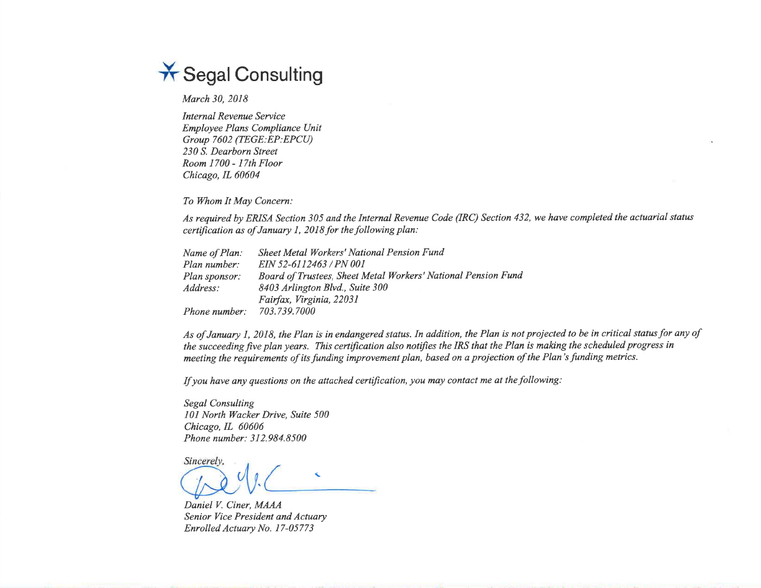# Segal Consulting

*March 30, 2018*

*Internal Revenue Service*
*Employee Plans Compliance Unit*
*Group 7602 (TEGE:EP:EPCU)*
*230 S. Dearborn Street*
*Room 1700 - 17th Floor*
*Chicago, IL 60604*

*To Whom It May Concern:*

*As required by ERISA Section 305 and the Internal Revenue Code (IRC) Section 432, we have completed the actuarial status certification as of January 1, 2018 for the following plan:*

| | |
|---|---|
| *Name of Plan:* | *Sheet Metal Workers' National Pension Fund* |
| *Plan number:* | *EIN 52-6112463 / PN 001* |
| *Plan sponsor:* | *Board of Trustees, Sheet Metal Workers' National Pension Fund* |
| *Address:* | *8403 Arlington Blvd., Suite 300* |
| | *Fairfax, Virginia, 22031* |
| *Phone number:* | *703.739.7000* |

*As of January 1, 2018, the Plan is in endangered status. In addition, the Plan is not projected to be in critical status for any of the succeeding five plan years. This certification also notifies the IRS that the Plan is making the scheduled progress in meeting the requirements of its funding improvement plan, based on a projection of the Plan's funding metrics.*

*If you have any questions on the attached certification, you may contact me at the following:*

*Segal Consulting*
*101 North Wacker Drive, Suite 500*
*Chicago, IL 60606*
*Phone number: 312.984.8500*

*Sincerely,*

*Daniel V. Ciner, MAAA*
*Senior Vice President and Actuary*
*Enrolled Actuary No. 17-05773*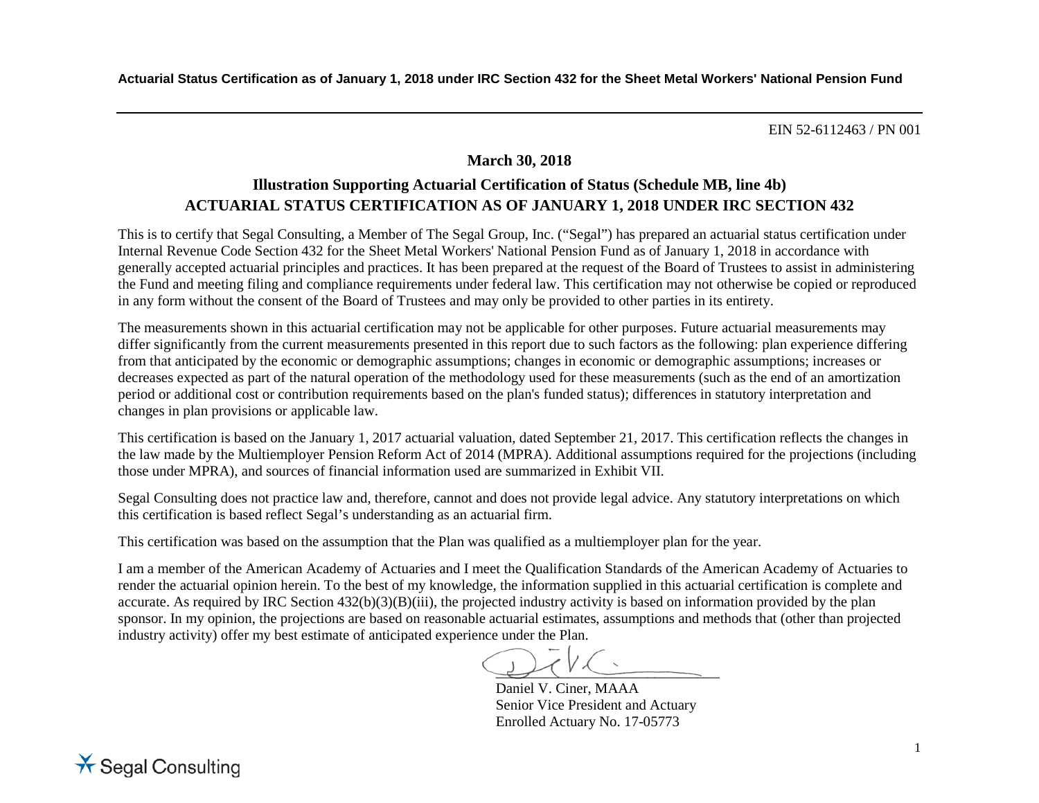EIN 52-6112463 / PN 001

**March 30, 2018**

## Illustration Supporting Actuarial Certification of Status (Schedule MB, line 4b)
## ACTUARIAL STATUS CERTIFICATION AS OF JANUARY 1, 2018 UNDER IRC SECTION 432

This is to certify that Segal Consulting, a Member of The Segal Group, Inc. ("Segal") has prepared an actuarial status certification under Internal Revenue Code Section 432 for the Sheet Metal Workers' National Pension Fund as of January 1, 2018 in accordance with generally accepted actuarial principles and practices. It has been prepared at the request of the Board of Trustees to assist in administering the Fund and meeting filing and compliance requirements under federal law. This certification may not otherwise be copied or reproduced in any form without the consent of the Board of Trustees and may only be provided to other parties in its entirety.

The measurements shown in this actuarial certification may not be applicable for other purposes. Future actuarial measurements may differ significantly from the current measurements presented in this report due to such factors as the following: plan experience differing from that anticipated by the economic or demographic assumptions; changes in economic or demographic assumptions; increases or decreases expected as part of the natural operation of the methodology used for these measurements (such as the end of an amortization period or additional cost or contribution requirements based on the plan's funded status); differences in statutory interpretation and changes in plan provisions or applicable law.

This certification is based on the January 1, 2017 actuarial valuation, dated September 21, 2017. This certification reflects the changes in the law made by the Multiemployer Pension Reform Act of 2014 (MPRA). Additional assumptions required for the projections (including those under MPRA), and sources of financial information used are summarized in Exhibit VII.

Segal Consulting does not practice law and, therefore, cannot and does not provide legal advice. Any statutory interpretations on which this certification is based reflect Segal's understanding as an actuarial firm.

This certification was based on the assumption that the Plan was qualified as a multiemployer plan for the year.

I am a member of the American Academy of Actuaries and I meet the Qualification Standards of the American Academy of Actuaries to render the actuarial opinion herein. To the best of my knowledge, the information supplied in this actuarial certification is complete and accurate. As required by IRC Section 432(b)(3)(B)(iii), the projected industry activity is based on information provided by the plan sponsor. In my opinion, the projections are based on reasonable actuarial estimates, assumptions and methods that (other than projected industry activity) offer my best estimate of anticipated experience under the Plan.

Daniel V. Ciner, MAAA
Senior Vice President and Actuary
Enrolled Actuary No. 17-05773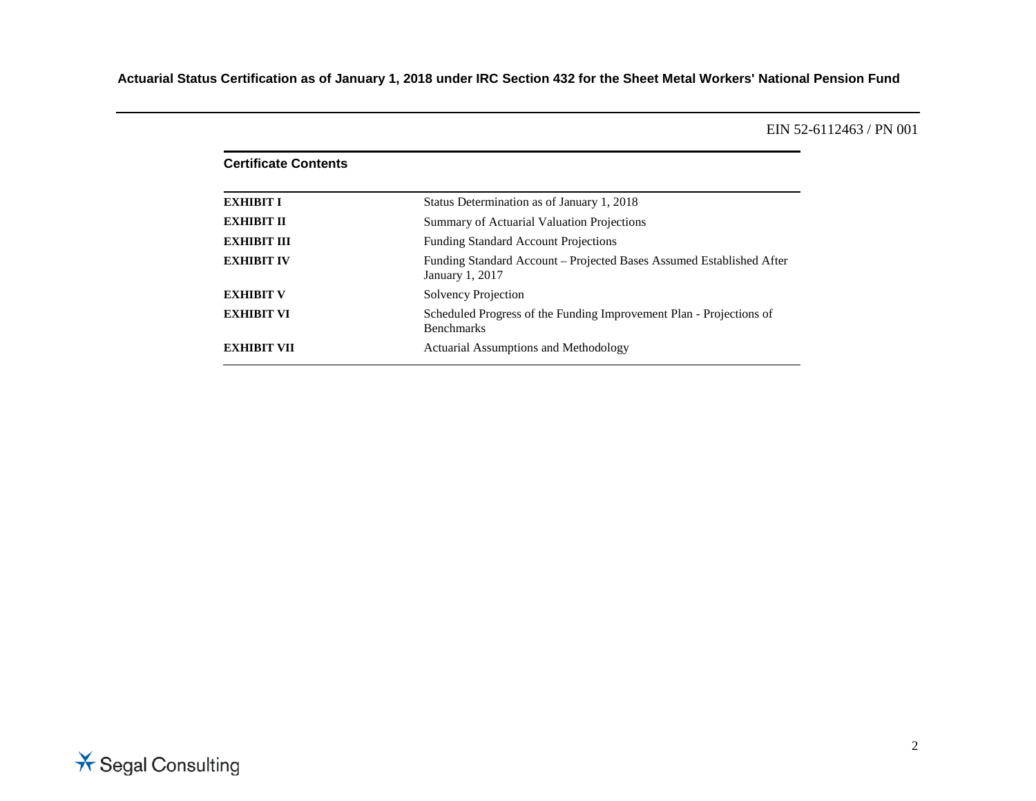EIN 52-6112463 / PN 001

## Certificate Contents

| | |
|---|---|
| **EXHIBIT I** | Status Determination as of January 1, 2018 |
| **EXHIBIT II** | Summary of Actuarial Valuation Projections |
| **EXHIBIT III** | Funding Standard Account Projections |
| **EXHIBIT IV** | Funding Standard Account – Projected Bases Assumed Established After January 1, 2017 |
| **EXHIBIT V** | Solvency Projection |
| **EXHIBIT VI** | Scheduled Progress of the Funding Improvement Plan - Projections of Benchmarks |
| **EXHIBIT VII** | Actuarial Assumptions and Methodology |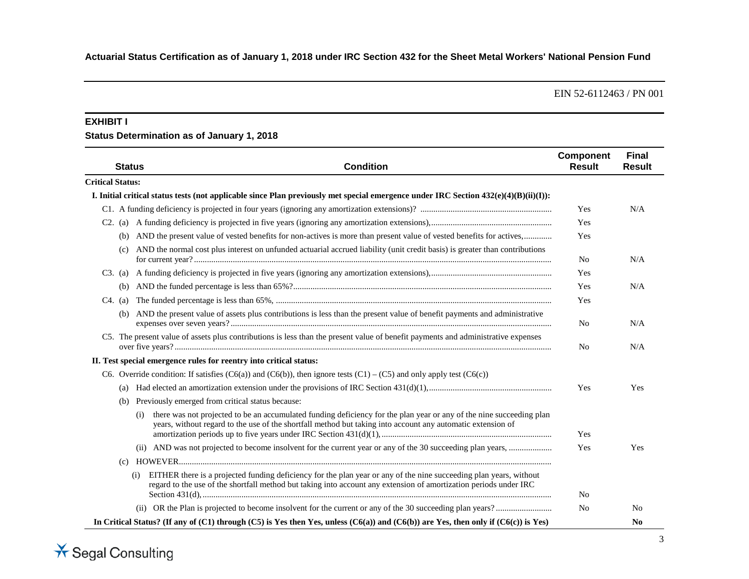**Actuarial Status Certification as of January 1, 2018 under IRC Section 432 for the Sheet Metal Workers' National Pension Fund**

EIN 52-6112463 / PN 001

## EXHIBIT I

### Status Determination as of January 1, 2018

| Status | Condition | Component Result | Final Result |
|---|---|---|---|
| **Critical Status:** | | | |
| **I. Initial critical status tests (not applicable since Plan previously met special emergence under IRC Section 432(e)(4)(B)(ii)(I)):** | | | |
| C1. | A funding deficiency is projected in four years (ignoring any amortization extensions)? | Yes | N/A |
| C2. (a) | A funding deficiency is projected in five years (ignoring any amortization extensions), | Yes | |
| (b) | AND the present value of vested benefits for non-actives is more than present value of vested benefits for actives, | Yes | |
| (c) | AND the normal cost plus interest on unfunded actuarial accrued liability (unit credit basis) is greater than contributions for current year? | No | N/A |
| C3. (a) | A funding deficiency is projected in five years (ignoring any amortization extensions), | Yes | |
| (b) | AND the funded percentage is less than 65%? | Yes | N/A |
| C4. (a) | The funded percentage is less than 65%, | Yes | |
| (b) | AND the present value of assets plus contributions is less than the present value of benefit payments and administrative expenses over seven years? | No | N/A |
| C5. | The present value of assets plus contributions is less than the present value of benefit payments and administrative expenses over five years? | No | N/A |
| **II. Test special emergence rules for reentry into critical status:** | | | |
| C6. | Override condition: If satisfies (C6(a)) and (C6(b)), then ignore tests (C1) – (C5) and only apply test (C6(c)) | | |
| (a) | Had elected an amortization extension under the provisions of IRC Section 431(d)(1), | Yes | Yes |
| (b) | Previously emerged from critical status because: | | |
| (i) | there was not projected to be an accumulated funding deficiency for the plan year or any of the nine succeeding plan years, without regard to the use of the shortfall method but taking into account any automatic extension of amortization periods up to five years under IRC Section 431(d)(1), | Yes | |
| (ii) | AND was not projected to become insolvent for the current year or any of the 30 succeeding plan years, | Yes | Yes |
| (c) | HOWEVER | | |
| (i) | EITHER there is a projected funding deficiency for the plan year or any of the nine succeeding plan years, without regard to the use of the shortfall method but taking into account any extension of amortization periods under IRC Section 431(d), | No | |
| (ii) | OR the Plan is projected to become insolvent for the current or any of the 30 succeeding plan years? | No | No |
| **In Critical Status? (If any of (C1) through (C5) is Yes then Yes, unless (C6(a)) and (C6(b)) are Yes, then only if (C6(c)) is Yes)** | | | **No** |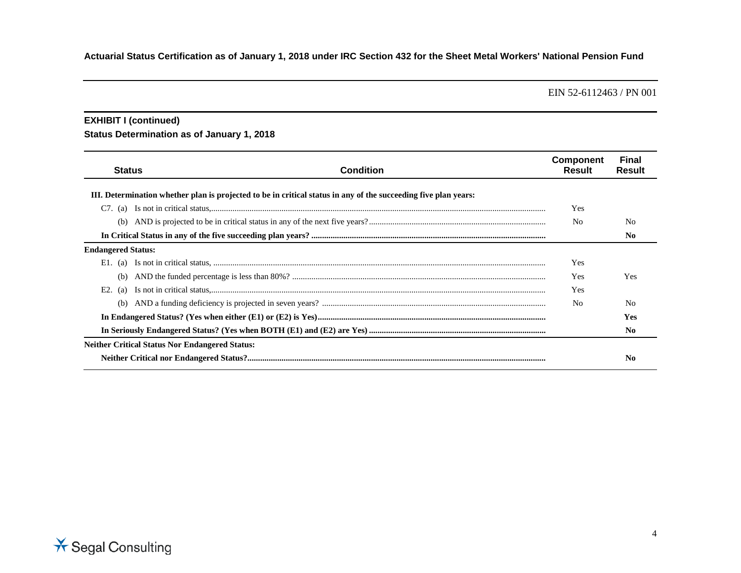**Actuarial Status Certification as of January 1, 2018 under IRC Section 432 for the Sheet Metal Workers' National Pension Fund**

EIN 52-6112463 / PN 001

## EXHIBIT I (continued)

### Status Determination as of January 1, 2018

| Status | Condition | Component Result | Final Result |
|---|---|---|---|
| **III. Determination whether plan is projected to be in critical status in any of the succeeding five plan years:** | | | |
| C7. (a) | Is not in critical status, | Yes | |
| (b) | AND is projected to be in critical status in any of the next five years? | No | No |
| **In Critical Status in any of the five succeeding plan years?** | | | **No** |
| **Endangered Status:** | | | |
| E1. (a) | Is not in critical status, | Yes | |
| (b) | AND the funded percentage is less than 80%? | Yes | Yes |
| E2. (a) | Is not in critical status, | Yes | |
| (b) | AND a funding deficiency is projected in seven years? | No | No |
| **In Endangered Status? (Yes when either (E1) or (E2) is Yes)** | | | **Yes** |
| **In Seriously Endangered Status? (Yes when BOTH (E1) and (E2) are Yes)** | | | **No** |
| **Neither Critical Status Nor Endangered Status:** | | | |
| **Neither Critical nor Endangered Status?** | | | **No** |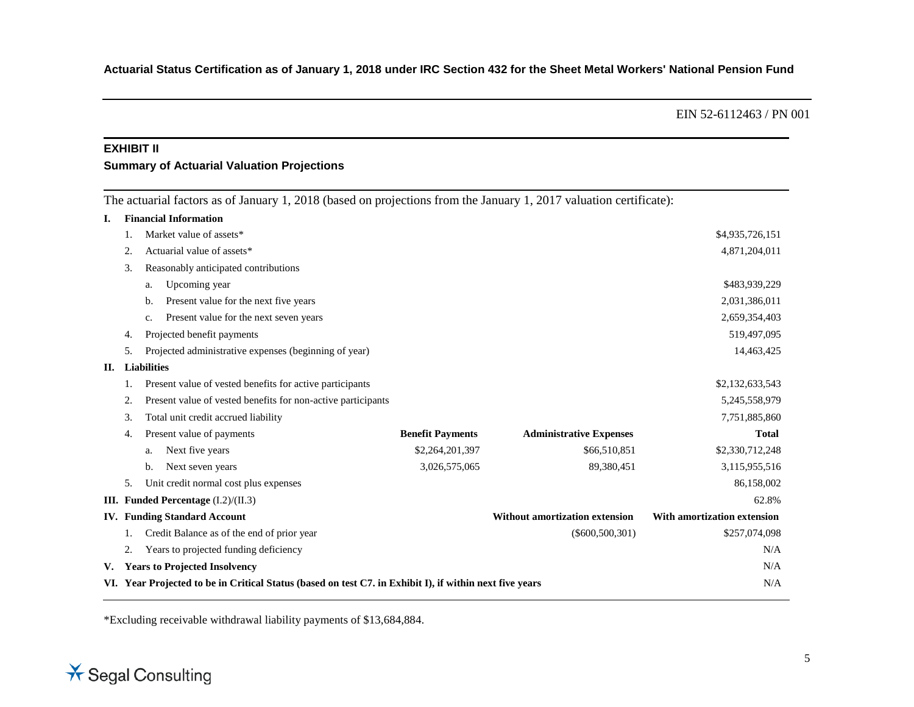## EXHIBIT II

### Summary of Actuarial Valuation Projections

The actuarial factors as of January 1, 2018 (based on projections from the January 1, 2017 valuation certificate):

| | | | | |
|---|---|---|---|---|
| **I.** | **Financial Information** | | | |
| | 1. Market value of assets* | | | $4,935,726,151 |
| | 2. Actuarial value of assets* | | | 4,871,204,011 |
| | 3. Reasonably anticipated contributions | | | |
| | a. Upcoming year | | | $483,939,229 |
| | b. Present value for the next five years | | | 2,031,386,011 |
| | c. Present value for the next seven years | | | 2,659,354,403 |
| | 4. Projected benefit payments | | | 519,497,095 |
| | 5. Projected administrative expenses (beginning of year) | | | 14,463,425 |
| **II.** | **Liabilities** | | | |
| | 1. Present value of vested benefits for active participants | | | $2,132,633,543 |
| | 2. Present value of vested benefits for non-active participants | | | 5,245,558,979 |
| | 3. Total unit credit accrued liability | | | 7,751,885,860 |
| | 4. Present value of payments | **Benefit Payments** | **Administrative Expenses** | **Total** |
| | a. Next five years | $2,264,201,397 | $66,510,851 | $2,330,712,248 |
| | b. Next seven years | 3,026,575,065 | 89,380,451 | 3,115,955,516 |
| | 5. Unit credit normal cost plus expenses | | | 86,158,002 |
| **III.** | **Funded Percentage** (I.2)/(II.3) | | | 62.8% |
| **IV.** | **Funding Standard Account** | | **Without amortization extension** | **With amortization extension** |
| | 1. Credit Balance as of the end of prior year | | ($600,500,301) | $257,074,098 |
| | 2. Years to projected funding deficiency | | | N/A |
| **V.** | **Years to Projected Insolvency** | | | N/A |
| **VI.** | **Year Projected to be in Critical Status (based on test C7. in Exhibit I), if within next five years** | | | N/A |

*Excluding receivable withdrawal liability payments of $13,684,884.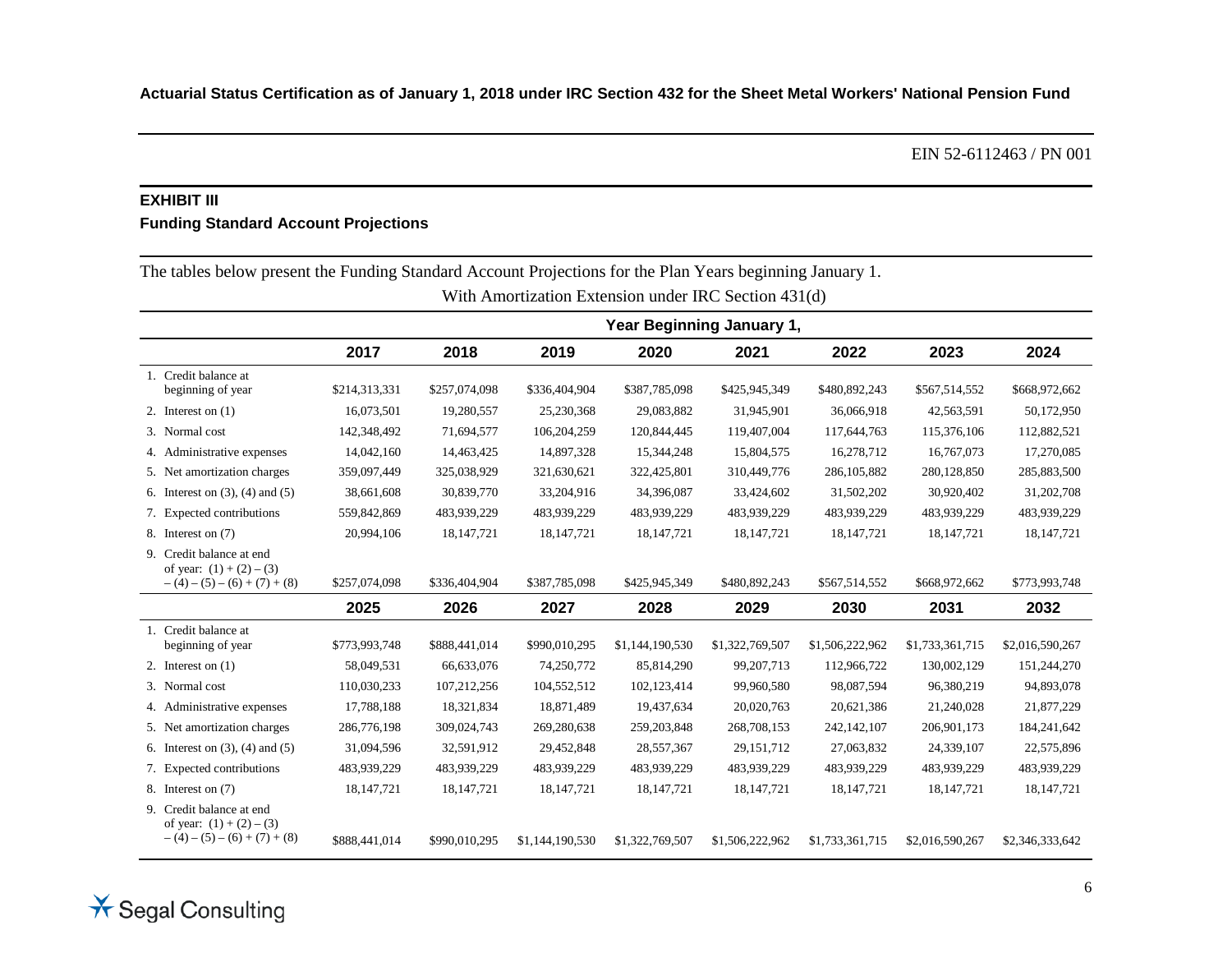**Actuarial Status Certification as of January 1, 2018 under IRC Section 432 for the Sheet Metal Workers' National Pension Fund**

EIN 52-6112463 / PN 001

## EXHIBIT III

### Funding Standard Account Projections

The tables below present the Funding Standard Account Projections for the Plan Years beginning January 1.

With Amortization Extension under IRC Section 431(d)

| | Year Beginning January 1, | | | | | | | |
|---|---|---|---|---|---|---|---|---|
| | **2017** | **2018** | **2019** | **2020** | **2021** | **2022** | **2023** | **2024** |
| 1. Credit balance at beginning of year | $214,313,331 | $257,074,098 | $336,404,904 | $387,785,098 | $425,945,349 | $480,892,243 | $567,514,552 | $668,972,662 |
| 2. Interest on (1) | 16,073,501 | 19,280,557 | 25,230,368 | 29,083,882 | 31,945,901 | 36,066,918 | 42,563,591 | 50,172,950 |
| 3. Normal cost | 142,348,492 | 71,694,577 | 106,204,259 | 120,844,445 | 119,407,004 | 117,644,763 | 115,376,106 | 112,882,521 |
| 4. Administrative expenses | 14,042,160 | 14,463,425 | 14,897,328 | 15,344,248 | 15,804,575 | 16,278,712 | 16,767,073 | 17,270,085 |
| 5. Net amortization charges | 359,097,449 | 325,038,929 | 321,630,621 | 322,425,801 | 310,449,776 | 286,105,882 | 280,128,850 | 285,883,500 |
| 6. Interest on (3), (4) and (5) | 38,661,608 | 30,839,770 | 33,204,916 | 34,396,087 | 33,424,602 | 31,502,202 | 30,920,402 | 31,202,708 |
| 7. Expected contributions | 559,842,869 | 483,939,229 | 483,939,229 | 483,939,229 | 483,939,229 | 483,939,229 | 483,939,229 | 483,939,229 |
| 8. Interest on (7) | 20,994,106 | 18,147,721 | 18,147,721 | 18,147,721 | 18,147,721 | 18,147,721 | 18,147,721 | 18,147,721 |
| 9. Credit balance at end of year: (1) + (2) – (3) – (4) – (5) – (6) + (7) + (8) | $257,074,098 | $336,404,904 | $387,785,098 | $425,945,349 | $480,892,243 | $567,514,552 | $668,972,662 | $773,993,748 |
| | **2025** | **2026** | **2027** | **2028** | **2029** | **2030** | **2031** | **2032** |
| 1. Credit balance at beginning of year | $773,993,748 | $888,441,014 | $990,010,295 | $1,144,190,530 | $1,322,769,507 | $1,506,222,962 | $1,733,361,715 | $2,016,590,267 |
| 2. Interest on (1) | 58,049,531 | 66,633,076 | 74,250,772 | 85,814,290 | 99,207,713 | 112,966,722 | 130,002,129 | 151,244,270 |
| 3. Normal cost | 110,030,233 | 107,212,256 | 104,552,512 | 102,123,414 | 99,960,580 | 98,087,594 | 96,380,219 | 94,893,078 |
| 4. Administrative expenses | 17,788,188 | 18,321,834 | 18,871,489 | 19,437,634 | 20,020,763 | 20,621,386 | 21,240,028 | 21,877,229 |
| 5. Net amortization charges | 286,776,198 | 309,024,743 | 269,280,638 | 259,203,848 | 268,708,153 | 242,142,107 | 206,901,173 | 184,241,642 |
| 6. Interest on (3), (4) and (5) | 31,094,596 | 32,591,912 | 29,452,848 | 28,557,367 | 29,151,712 | 27,063,832 | 24,339,107 | 22,575,896 |
| 7. Expected contributions | 483,939,229 | 483,939,229 | 483,939,229 | 483,939,229 | 483,939,229 | 483,939,229 | 483,939,229 | 483,939,229 |
| 8. Interest on (7) | 18,147,721 | 18,147,721 | 18,147,721 | 18,147,721 | 18,147,721 | 18,147,721 | 18,147,721 | 18,147,721 |
| 9. Credit balance at end of year: (1) + (2) – (3) – (4) – (5) – (6) + (7) + (8) | $888,441,014 | $990,010,295 | $1,144,190,530 | $1,322,769,507 | $1,506,222,962 | $1,733,361,715 | $2,016,590,267 | $2,346,333,642 |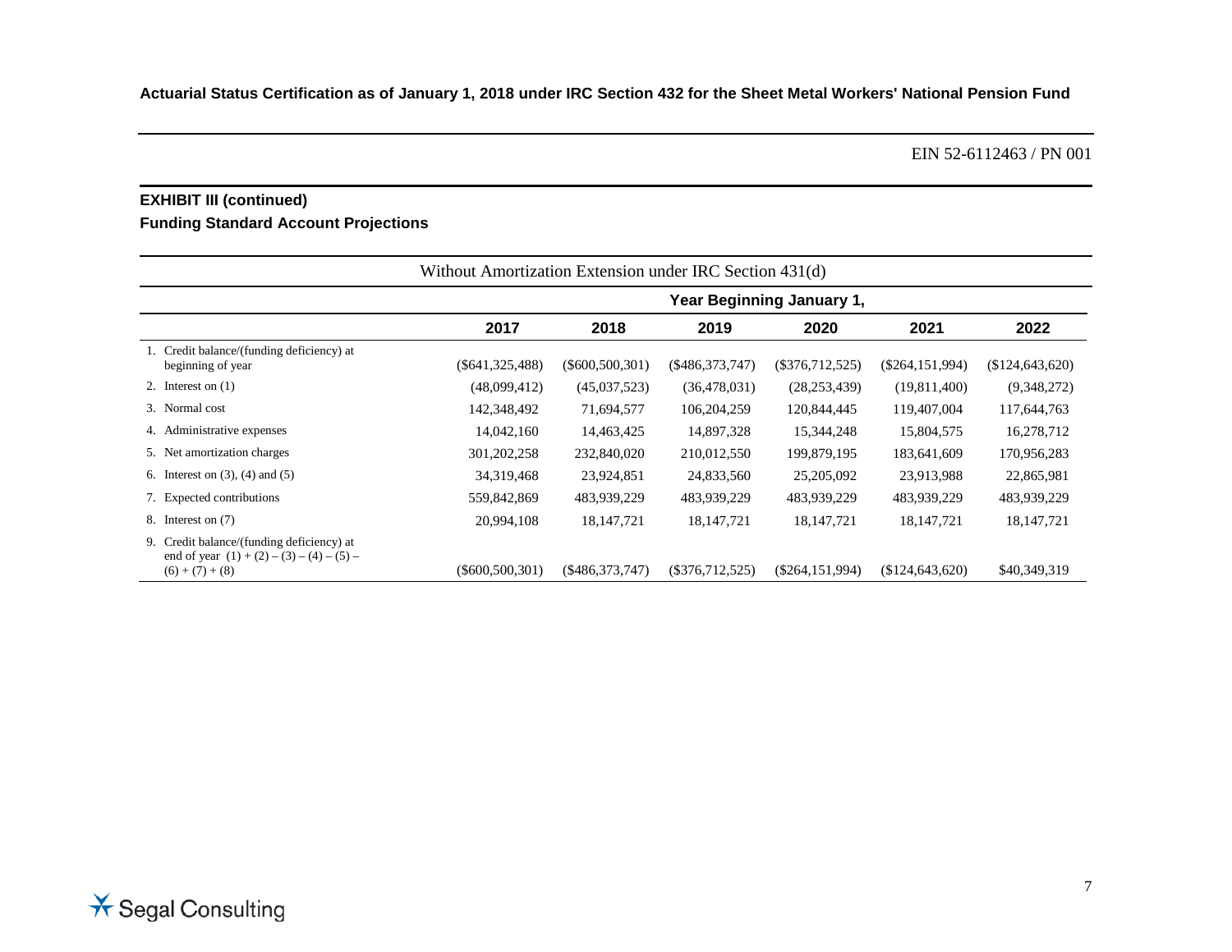**Actuarial Status Certification as of January 1, 2018 under IRC Section 432 for the Sheet Metal Workers' National Pension Fund**

EIN 52-6112463 / PN 001

## EXHIBIT III (continued)

### Funding Standard Account Projections

| Without Amortization Extension under IRC Section 431(d) | | | | | | |
|---|---|---|---|---|---|---|
| | Year Beginning January 1, | | | | | |
| | **2017** | **2018** | **2019** | **2020** | **2021** | **2022** |
| 1. Credit balance/(funding deficiency) at beginning of year | ($641,325,488) | ($600,500,301) | ($486,373,747) | ($376,712,525) | ($264,151,994) | ($124,643,620) |
| 2. Interest on (1) | (48,099,412) | (45,037,523) | (36,478,031) | (28,253,439) | (19,811,400) | (9,348,272) |
| 3. Normal cost | 142,348,492 | 71,694,577 | 106,204,259 | 120,844,445 | 119,407,004 | 117,644,763 |
| 4. Administrative expenses | 14,042,160 | 14,463,425 | 14,897,328 | 15,344,248 | 15,804,575 | 16,278,712 |
| 5. Net amortization charges | 301,202,258 | 232,840,020 | 210,012,550 | 199,879,195 | 183,641,609 | 170,956,283 |
| 6. Interest on (3), (4) and (5) | 34,319,468 | 23,924,851 | 24,833,560 | 25,205,092 | 23,913,988 | 22,865,981 |
| 7. Expected contributions | 559,842,869 | 483,939,229 | 483,939,229 | 483,939,229 | 483,939,229 | 483,939,229 |
| 8. Interest on (7) | 20,994,108 | 18,147,721 | 18,147,721 | 18,147,721 | 18,147,721 | 18,147,721 |
| 9. Credit balance/(funding deficiency) at end of year (1) + (2) – (3) – (4) – (5) – (6) + (7) + (8) | ($600,500,301) | ($486,373,747) | ($376,712,525) | ($264,151,994) | ($124,643,620) | $40,349,319 |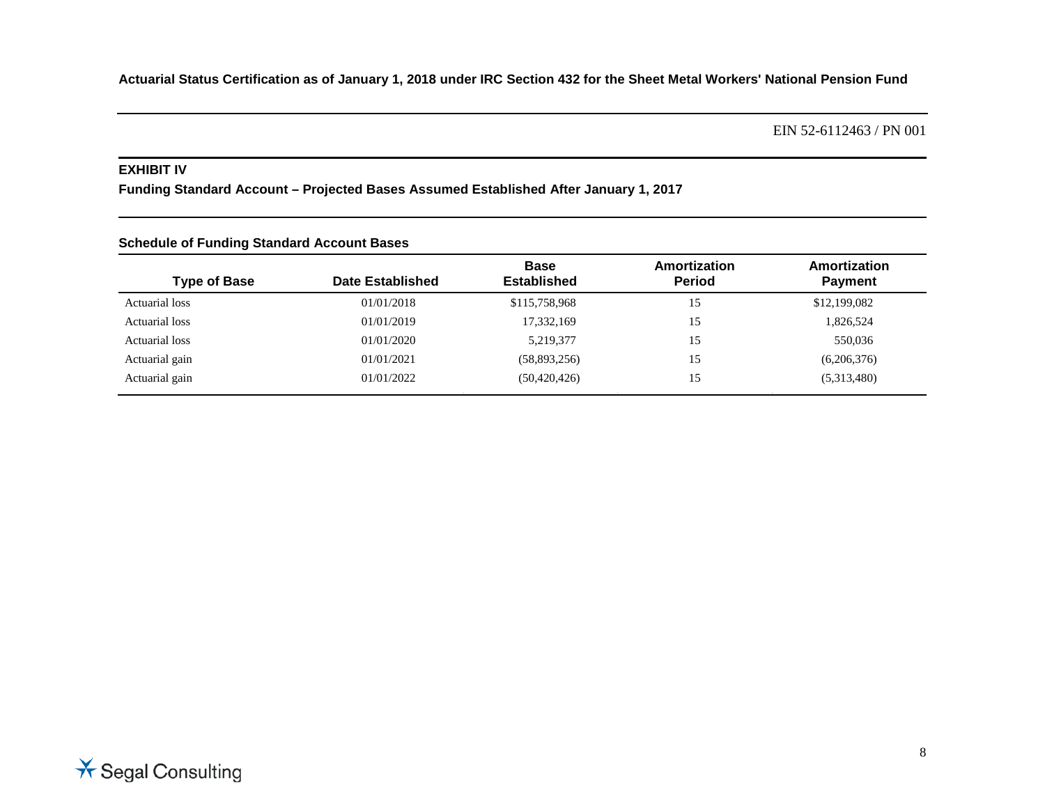EIN 52-6112463 / PN 001

## EXHIBIT IV

**Funding Standard Account – Projected Bases Assumed Established After January 1, 2017**

### Schedule of Funding Standard Account Bases

| Type of Base | Date Established | Base Established | Amortization Period | Amortization Payment |
|---|---|---|---|---|
| Actuarial loss | 01/01/2018 | $115,758,968 | 15 | $12,199,082 |
| Actuarial loss | 01/01/2019 | 17,332,169 | 15 | 1,826,524 |
| Actuarial loss | 01/01/2020 | 5,219,377 | 15 | 550,036 |
| Actuarial gain | 01/01/2021 | (58,893,256) | 15 | (6,206,376) |
| Actuarial gain | 01/01/2022 | (50,420,426) | 15 | (5,313,480) |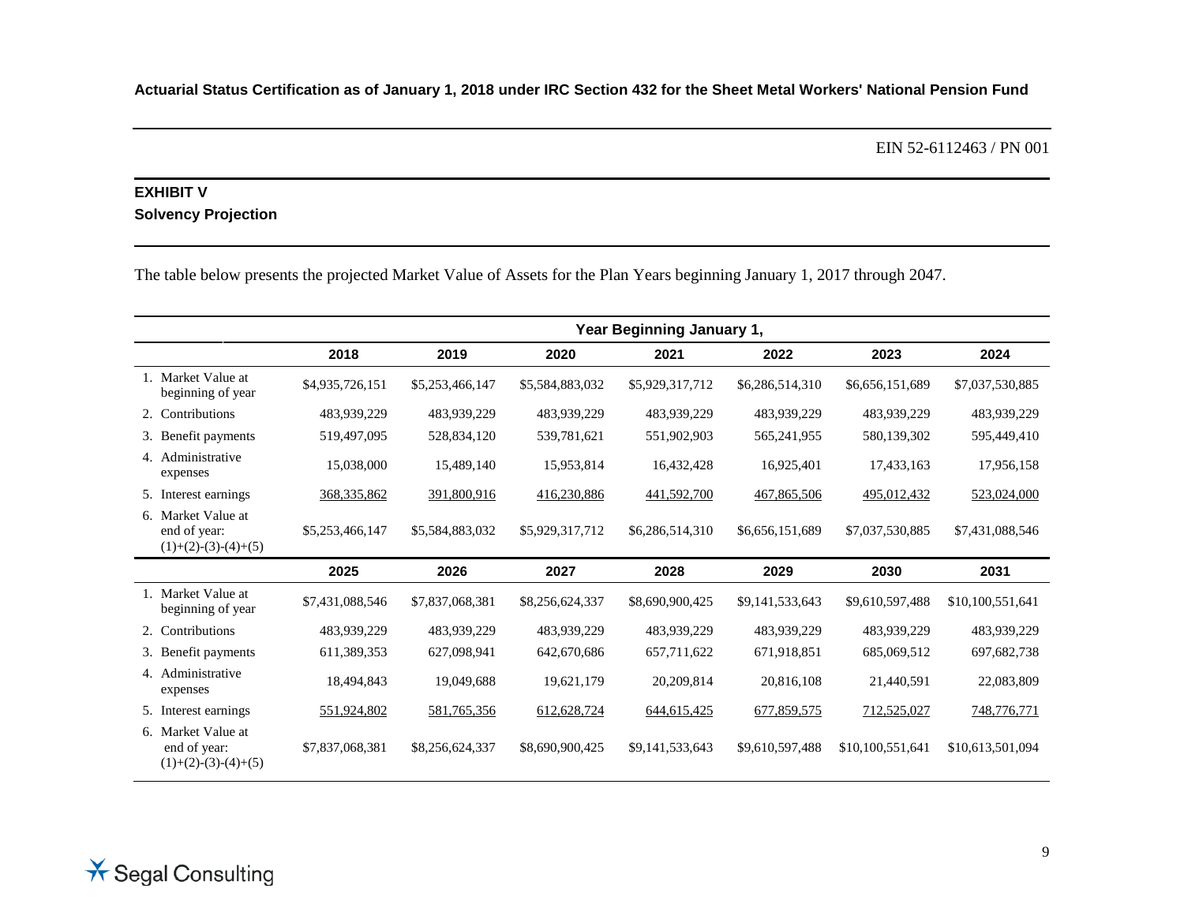**Actuarial Status Certification as of January 1, 2018 under IRC Section 432 for the Sheet Metal Workers' National Pension Fund**

EIN 52-6112463 / PN 001

## EXHIBIT V
### Solvency Projection

The table below presents the projected Market Value of Assets for the Plan Years beginning January 1, 2017 through 2047.

| | Year Beginning January 1, | | | | | | |
|---|---|---|---|---|---|---|---|
| | **2018** | **2019** | **2020** | **2021** | **2022** | **2023** | **2024** |
| 1. Market Value at beginning of year | $4,935,726,151 | $5,253,466,147 | $5,584,883,032 | $5,929,317,712 | $6,286,514,310 | $6,656,151,689 | $7,037,530,885 |
| 2. Contributions | 483,939,229 | 483,939,229 | 483,939,229 | 483,939,229 | 483,939,229 | 483,939,229 | 483,939,229 |
| 3. Benefit payments | 519,497,095 | 528,834,120 | 539,781,621 | 551,902,903 | 565,241,955 | 580,139,302 | 595,449,410 |
| 4. Administrative expenses | 15,038,000 | 15,489,140 | 15,953,814 | 16,432,428 | 16,925,401 | 17,433,163 | 17,956,158 |
| 5. Interest earnings | 368,335,862 | 391,800,916 | 416,230,886 | 441,592,700 | 467,865,506 | 495,012,432 | 523,024,000 |
| 6. Market Value at end of year: (1)+(2)-(3)-(4)+(5) | $5,253,466,147 | $5,584,883,032 | $5,929,317,712 | $6,286,514,310 | $6,656,151,689 | $7,037,530,885 | $7,431,088,546 |
| | **2025** | **2026** | **2027** | **2028** | **2029** | **2030** | **2031** |
| 1. Market Value at beginning of year | $7,431,088,546 | $7,837,068,381 | $8,256,624,337 | $8,690,900,425 | $9,141,533,643 | $9,610,597,488 | $10,100,551,641 |
| 2. Contributions | 483,939,229 | 483,939,229 | 483,939,229 | 483,939,229 | 483,939,229 | 483,939,229 | 483,939,229 |
| 3. Benefit payments | 611,389,353 | 627,098,941 | 642,670,686 | 657,711,622 | 671,918,851 | 685,069,512 | 697,682,738 |
| 4. Administrative expenses | 18,494,843 | 19,049,688 | 19,621,179 | 20,209,814 | 20,816,108 | 21,440,591 | 22,083,809 |
| 5. Interest earnings | 551,924,802 | 581,765,356 | 612,628,724 | 644,615,425 | 677,859,575 | 712,525,027 | 748,776,771 |
| 6. Market Value at end of year: (1)+(2)-(3)-(4)+(5) | $7,837,068,381 | $8,256,624,337 | $8,690,900,425 | $9,141,533,643 | $9,610,597,488 | $10,100,551,641 | $10,613,501,094 |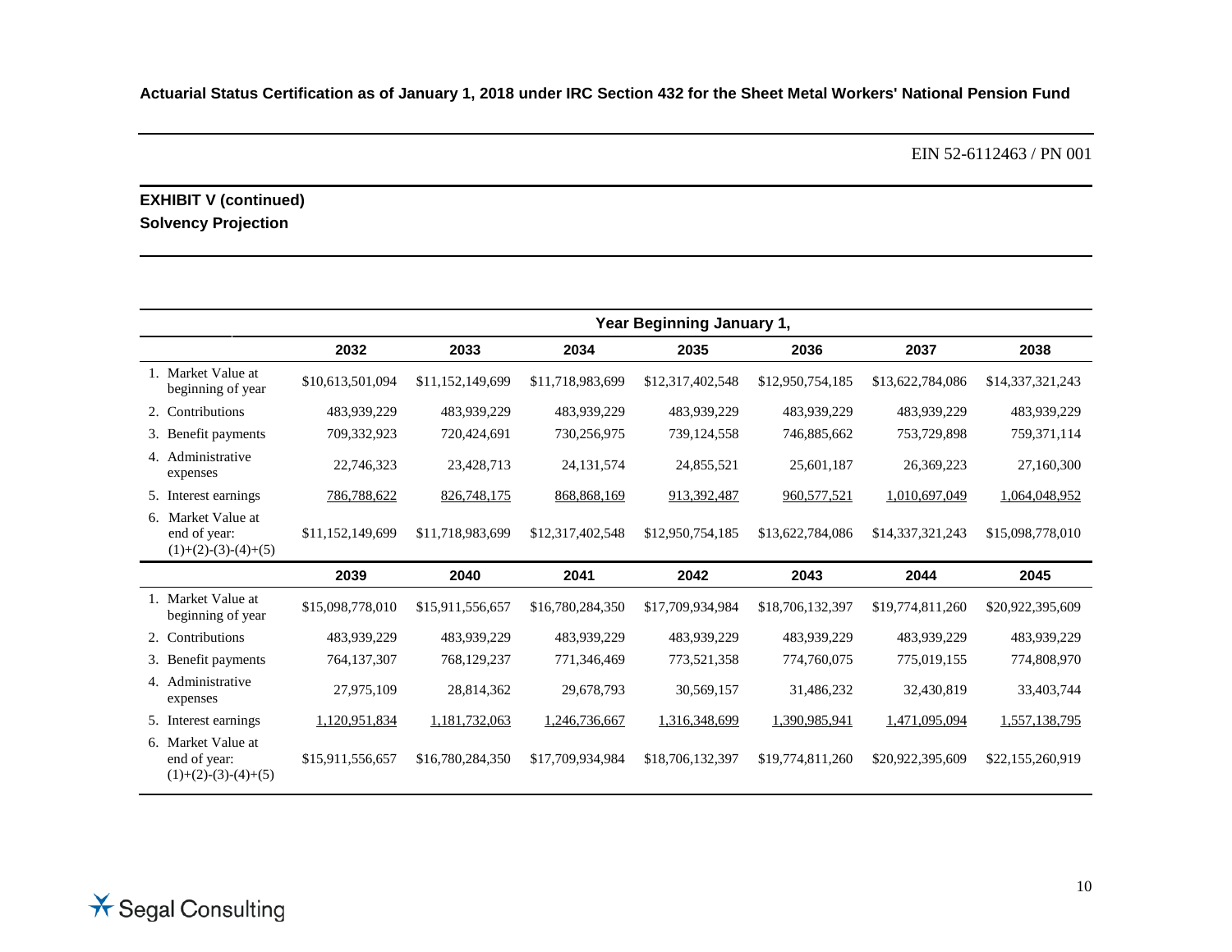Actuarial Status Certification as of January 1, 2018 under IRC Section 432 for the Sheet Metal Workers' National Pension Fund

EIN 52-6112463 / PN 001

**EXHIBIT V (continued)**
**Solvency Projection**

| | Year Beginning January 1, | | | | | | |
|---|---|---|---|---|---|---|---|
| | **2032** | **2033** | **2034** | **2035** | **2036** | **2037** | **2038** |
| 1. Market Value at beginning of year | $10,613,501,094 | $11,152,149,699 | $11,718,983,699 | $12,317,402,548 | $12,950,754,185 | $13,622,784,086 | $14,337,321,243 |
| 2. Contributions | 483,939,229 | 483,939,229 | 483,939,229 | 483,939,229 | 483,939,229 | 483,939,229 | 483,939,229 |
| 3. Benefit payments | 709,332,923 | 720,424,691 | 730,256,975 | 739,124,558 | 746,885,662 | 753,729,898 | 759,371,114 |
| 4. Administrative expenses | 22,746,323 | 23,428,713 | 24,131,574 | 24,855,521 | 25,601,187 | 26,369,223 | 27,160,300 |
| 5. Interest earnings | 786,788,622 | 826,748,175 | 868,868,169 | 913,392,487 | 960,577,521 | 1,010,697,049 | 1,064,048,952 |
| 6. Market Value at end of year: (1)+(2)-(3)-(4)+(5) | $11,152,149,699 | $11,718,983,699 | $12,317,402,548 | $12,950,754,185 | $13,622,784,086 | $14,337,321,243 | $15,098,778,010 |
| | **2039** | **2040** | **2041** | **2042** | **2043** | **2044** | **2045** |
| 1. Market Value at beginning of year | $15,098,778,010 | $15,911,556,657 | $16,780,284,350 | $17,709,934,984 | $18,706,132,397 | $19,774,811,260 | $20,922,395,609 |
| 2. Contributions | 483,939,229 | 483,939,229 | 483,939,229 | 483,939,229 | 483,939,229 | 483,939,229 | 483,939,229 |
| 3. Benefit payments | 764,137,307 | 768,129,237 | 771,346,469 | 773,521,358 | 774,760,075 | 775,019,155 | 774,808,970 |
| 4. Administrative expenses | 27,975,109 | 28,814,362 | 29,678,793 | 30,569,157 | 31,486,232 | 32,430,819 | 33,403,744 |
| 5. Interest earnings | 1,120,951,834 | 1,181,732,063 | 1,246,736,667 | 1,316,348,699 | 1,390,985,941 | 1,471,095,094 | 1,557,138,795 |
| 6. Market Value at end of year: (1)+(2)-(3)-(4)+(5) | $15,911,556,657 | $16,780,284,350 | $17,709,934,984 | $18,706,132,397 | $19,774,811,260 | $20,922,395,609 | $22,155,260,919 |

Segal Consulting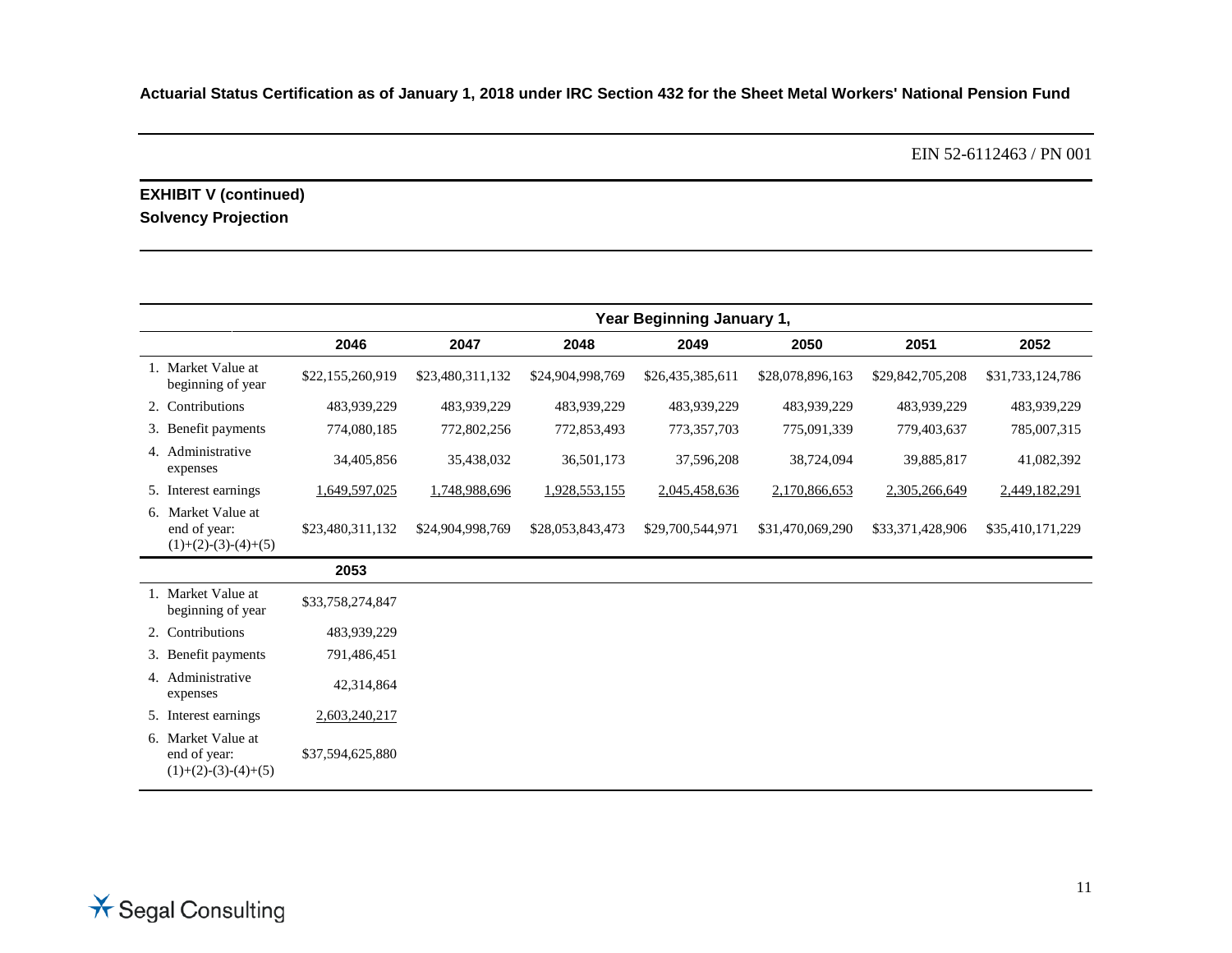**Actuarial Status Certification as of January 1, 2018 under IRC Section 432 for the Sheet Metal Workers' National Pension Fund**

EIN 52-6112463 / PN 001

**EXHIBIT V (continued)**

**Solvency Projection**

| | Year Beginning January 1, | | | | | | |
|---|---|---|---|---|---|---|---|
| | 2046 | 2047 | 2048 | 2049 | 2050 | 2051 | 2052 |
| 1. Market Value at beginning of year | $22,155,260,919 | $23,480,311,132 | $24,904,998,769 | $26,435,385,611 | $28,078,896,163 | $29,842,705,208 | $31,733,124,786 |
| 2. Contributions | 483,939,229 | 483,939,229 | 483,939,229 | 483,939,229 | 483,939,229 | 483,939,229 | 483,939,229 |
| 3. Benefit payments | 774,080,185 | 772,802,256 | 772,853,493 | 773,357,703 | 775,091,339 | 779,403,637 | 785,007,315 |
| 4. Administrative expenses | 34,405,856 | 35,438,032 | 36,501,173 | 37,596,208 | 38,724,094 | 39,885,817 | 41,082,392 |
| 5. Interest earnings | 1,649,597,025 | 1,748,988,696 | 1,928,553,155 | 2,045,458,636 | 2,170,866,653 | 2,305,266,649 | 2,449,182,291 |
| 6. Market Value at end of year: (1)+(2)-(3)-(4)+(5) | $23,480,311,132 | $24,904,998,769 | $28,053,843,473 | $29,700,544,971 | $31,470,069,290 | $33,371,428,906 | $35,410,171,229 |
| | **2053** | | | | | | |
| 1. Market Value at beginning of year | $33,758,274,847 | | | | | | |
| 2. Contributions | 483,939,229 | | | | | | |
| 3. Benefit payments | 791,486,451 | | | | | | |
| 4. Administrative expenses | 42,314,864 | | | | | | |
| 5. Interest earnings | 2,603,240,217 | | | | | | |
| 6. Market Value at end of year: (1)+(2)-(3)-(4)+(5) | $37,594,625,880 | | | | | | |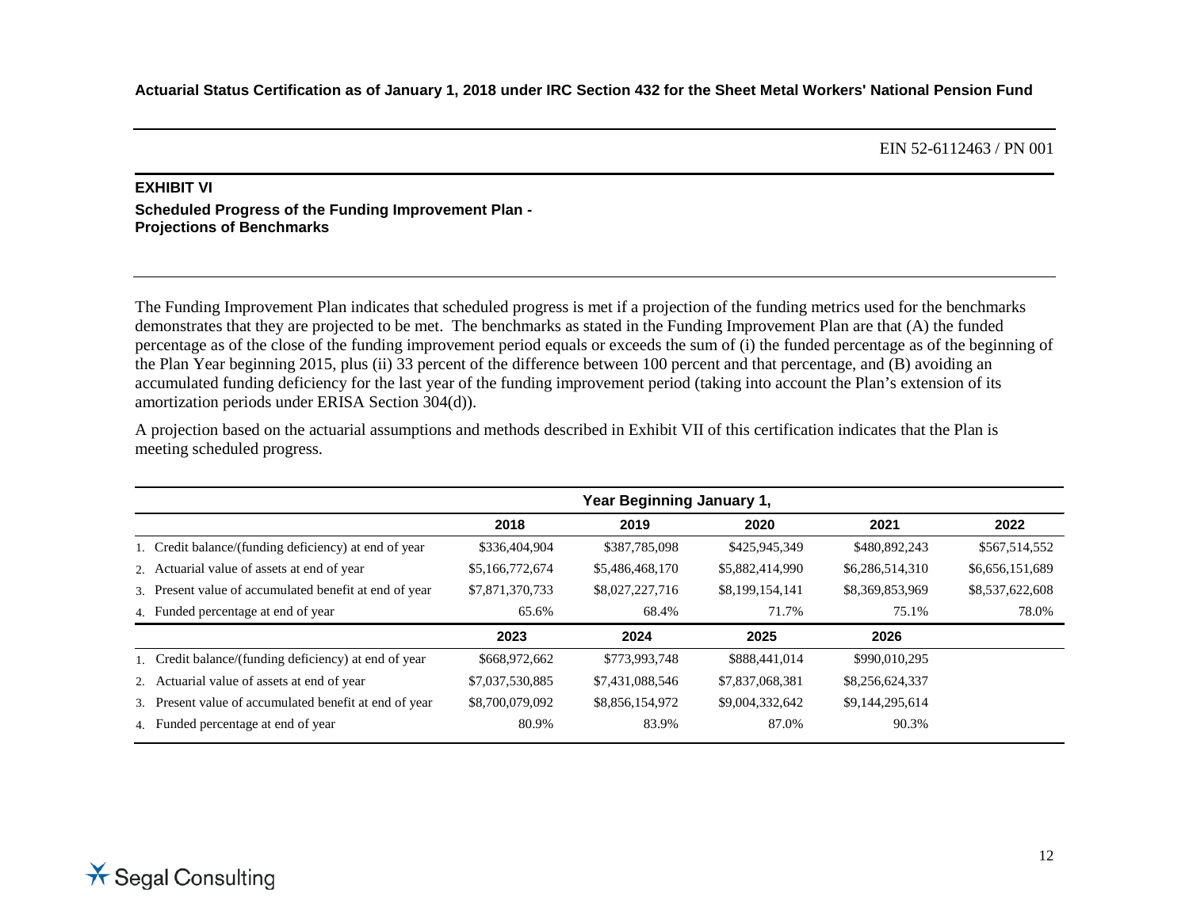EIN 52-6112463 / PN 001

## EXHIBIT VI

### Scheduled Progress of the Funding Improvement Plan - Projections of Benchmarks

The Funding Improvement Plan indicates that scheduled progress is met if a projection of the funding metrics used for the benchmarks demonstrates that they are projected to be met. The benchmarks as stated in the Funding Improvement Plan are that (A) the funded percentage as of the close of the funding improvement period equals or exceeds the sum of (i) the funded percentage as of the beginning of the Plan Year beginning 2015, plus (ii) 33 percent of the difference between 100 percent and that percentage, and (B) avoiding an accumulated funding deficiency for the last year of the funding improvement period (taking into account the Plan's extension of its amortization periods under ERISA Section 304(d)).

A projection based on the actuarial assumptions and methods described in Exhibit VII of this certification indicates that the Plan is meeting scheduled progress.

| | Year Beginning January 1, | | | | |
|---|---|---|---|---|---|
| | **2018** | **2019** | **2020** | **2021** | **2022** |
| 1. Credit balance/(funding deficiency) at end of year | $336,404,904 | $387,785,098 | $425,945,349 | $480,892,243 | $567,514,552 |
| 2. Actuarial value of assets at end of year | $5,166,772,674 | $5,486,468,170 | $5,882,414,990 | $6,286,514,310 | $6,656,151,689 |
| 3. Present value of accumulated benefit at end of year | $7,871,370,733 | $8,027,227,716 | $8,199,154,141 | $8,369,853,969 | $8,537,622,608 |
| 4. Funded percentage at end of year | 65.6% | 68.4% | 71.7% | 75.1% | 78.0% |
| | **2023** | **2024** | **2025** | **2026** | |
| 1. Credit balance/(funding deficiency) at end of year | $668,972,662 | $773,993,748 | $888,441,014 | $990,010,295 | |
| 2. Actuarial value of assets at end of year | $7,037,530,885 | $7,431,088,546 | $7,837,068,381 | $8,256,624,337 | |
| 3. Present value of accumulated benefit at end of year | $8,700,079,092 | $8,856,154,972 | $9,004,332,642 | $9,144,295,614 | |
| 4. Funded percentage at end of year | 80.9% | 83.9% | 87.0% | 90.3% | |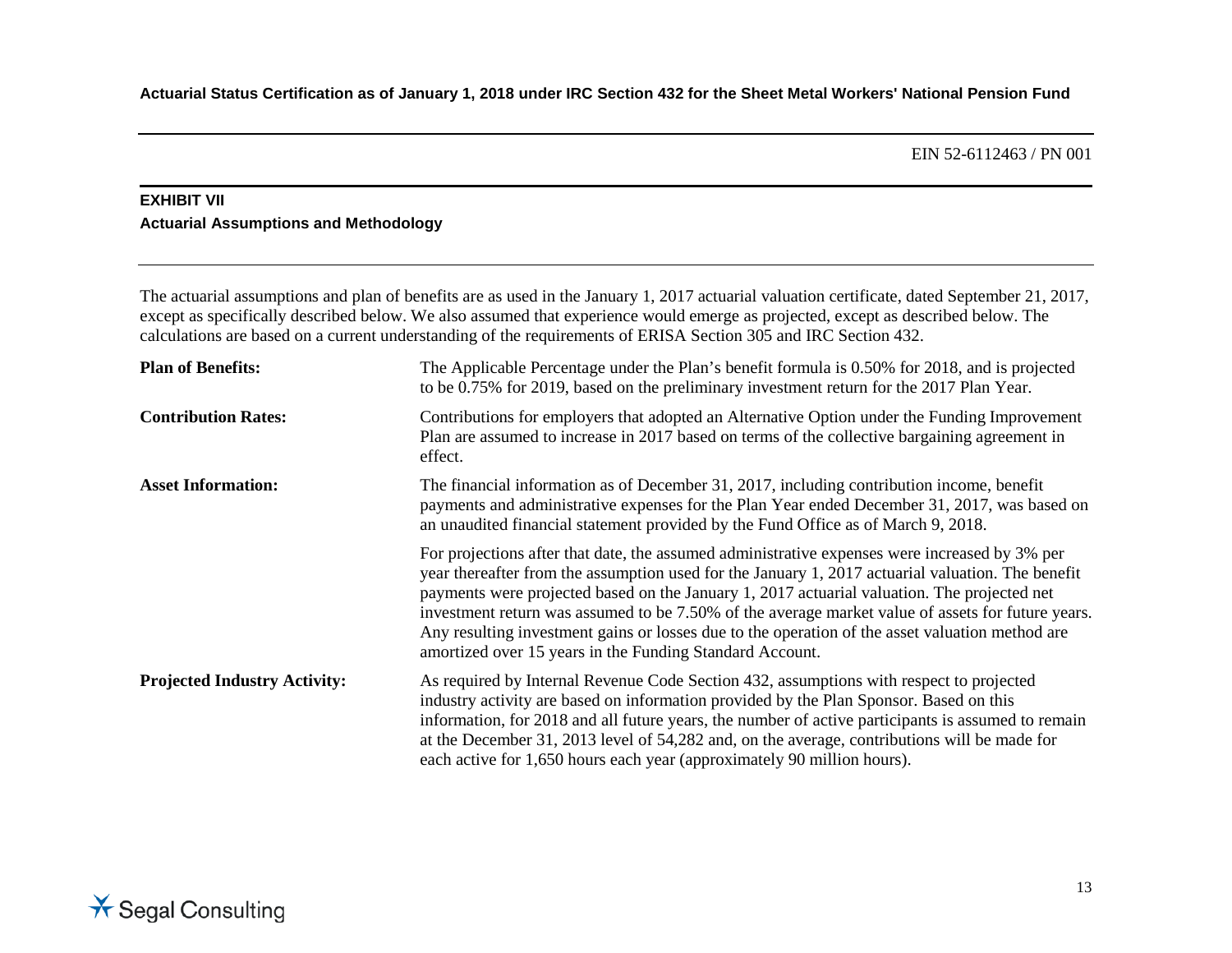EIN 52-6112463 / PN 001

## EXHIBIT VII

### Actuarial Assumptions and Methodology

The actuarial assumptions and plan of benefits are as used in the January 1, 2017 actuarial valuation certificate, dated September 21, 2017, except as specifically described below. We also assumed that experience would emerge as projected, except as described below. The calculations are based on a current understanding of the requirements of ERISA Section 305 and IRC Section 432.

**Plan of Benefits:** The Applicable Percentage under the Plan's benefit formula is 0.50% for 2018, and is projected to be 0.75% for 2019, based on the preliminary investment return for the 2017 Plan Year.

**Contribution Rates:** Contributions for employers that adopted an Alternative Option under the Funding Improvement Plan are assumed to increase in 2017 based on terms of the collective bargaining agreement in effect.

**Asset Information:** The financial information as of December 31, 2017, including contribution income, benefit payments and administrative expenses for the Plan Year ended December 31, 2017, was based on an unaudited financial statement provided by the Fund Office as of March 9, 2018.

For projections after that date, the assumed administrative expenses were increased by 3% per year thereafter from the assumption used for the January 1, 2017 actuarial valuation. The benefit payments were projected based on the January 1, 2017 actuarial valuation. The projected net investment return was assumed to be 7.50% of the average market value of assets for future years. Any resulting investment gains or losses due to the operation of the asset valuation method are amortized over 15 years in the Funding Standard Account.

**Projected Industry Activity:** As required by Internal Revenue Code Section 432, assumptions with respect to projected industry activity are based on information provided by the Plan Sponsor. Based on this information, for 2018 and all future years, the number of active participants is assumed to remain at the December 31, 2013 level of 54,282 and, on the average, contributions will be made for each active for 1,650 hours each year (approximately 90 million hours).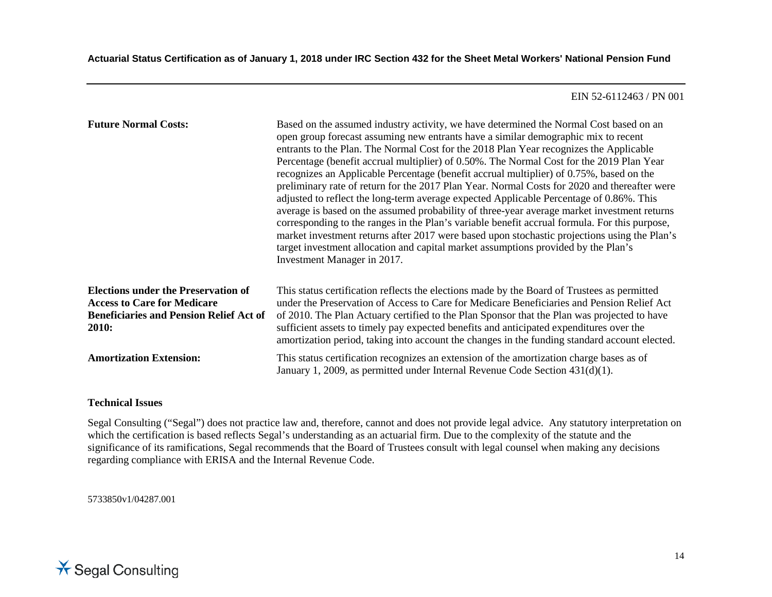EIN 52-6112463 / PN 001

**Future Normal Costs:** Based on the assumed industry activity, we have determined the Normal Cost based on an open group forecast assuming new entrants have a similar demographic mix to recent entrants to the Plan. The Normal Cost for the 2018 Plan Year recognizes the Applicable Percentage (benefit accrual multiplier) of 0.50%. The Normal Cost for the 2019 Plan Year recognizes an Applicable Percentage (benefit accrual multiplier) of 0.75%, based on the preliminary rate of return for the 2017 Plan Year. Normal Costs for 2020 and thereafter were adjusted to reflect the long-term average expected Applicable Percentage of 0.86%. This average is based on the assumed probability of three-year average market investment returns corresponding to the ranges in the Plan's variable benefit accrual formula. For this purpose, market investment returns after 2017 were based upon stochastic projections using the Plan's target investment allocation and capital market assumptions provided by the Plan's Investment Manager in 2017.

**Elections under the Preservation of Access to Care for Medicare Beneficiaries and Pension Relief Act of 2010:** This status certification reflects the elections made by the Board of Trustees as permitted under the Preservation of Access to Care for Medicare Beneficiaries and Pension Relief Act of 2010. The Plan Actuary certified to the Plan Sponsor that the Plan was projected to have sufficient assets to timely pay expected benefits and anticipated expenditures over the amortization period, taking into account the changes in the funding standard account elected.

**Amortization Extension:** This status certification recognizes an extension of the amortization charge bases as of January 1, 2009, as permitted under Internal Revenue Code Section 431(d)(1).

### Technical Issues

Segal Consulting ("Segal") does not practice law and, therefore, cannot and does not provide legal advice. Any statutory interpretation on which the certification is based reflects Segal's understanding as an actuarial firm. Due to the complexity of the statute and the significance of its ramifications, Segal recommends that the Board of Trustees consult with legal counsel when making any decisions regarding compliance with ERISA and the Internal Revenue Code.

5733850v1/04287.001